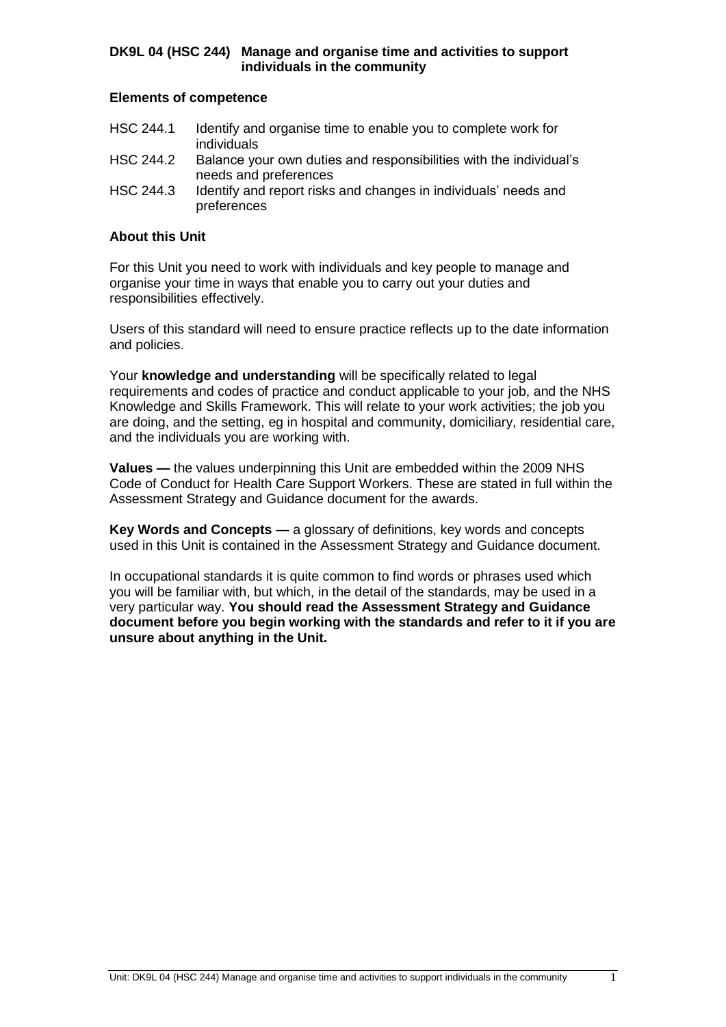# DK9L 04 (HSC 244) Manage and organise time and activities to support individuals in the community

## Elements of competence

| | |
|---|---|
| HSC 244.1 | Identify and organise time to enable you to complete work for individuals |
| HSC 244.2 | Balance your own duties and responsibilities with the individual's needs and preferences |
| HSC 244.3 | Identify and report risks and changes in individuals' needs and preferences |

## About this Unit

For this Unit you need to work with individuals and key people to manage and organise your time in ways that enable you to carry out your duties and responsibilities effectively.

Users of this standard will need to ensure practice reflects up to the date information and policies.

Your **knowledge and understanding** will be specifically related to legal requirements and codes of practice and conduct applicable to your job, and the NHS Knowledge and Skills Framework. This will relate to your work activities; the job you are doing, and the setting, eg in hospital and community, domiciliary, residential care, and the individuals you are working with.

**Values —** the values underpinning this Unit are embedded within the 2009 NHS Code of Conduct for Health Care Support Workers. These are stated in full within the Assessment Strategy and Guidance document for the awards.

**Key Words and Concepts —** a glossary of definitions, key words and concepts used in this Unit is contained in the Assessment Strategy and Guidance document.

In occupational standards it is quite common to find words or phrases used which you will be familiar with, but which, in the detail of the standards, may be used in a very particular way. **You should read the Assessment Strategy and Guidance document before you begin working with the standards and refer to it if you are unsure about anything in the Unit.**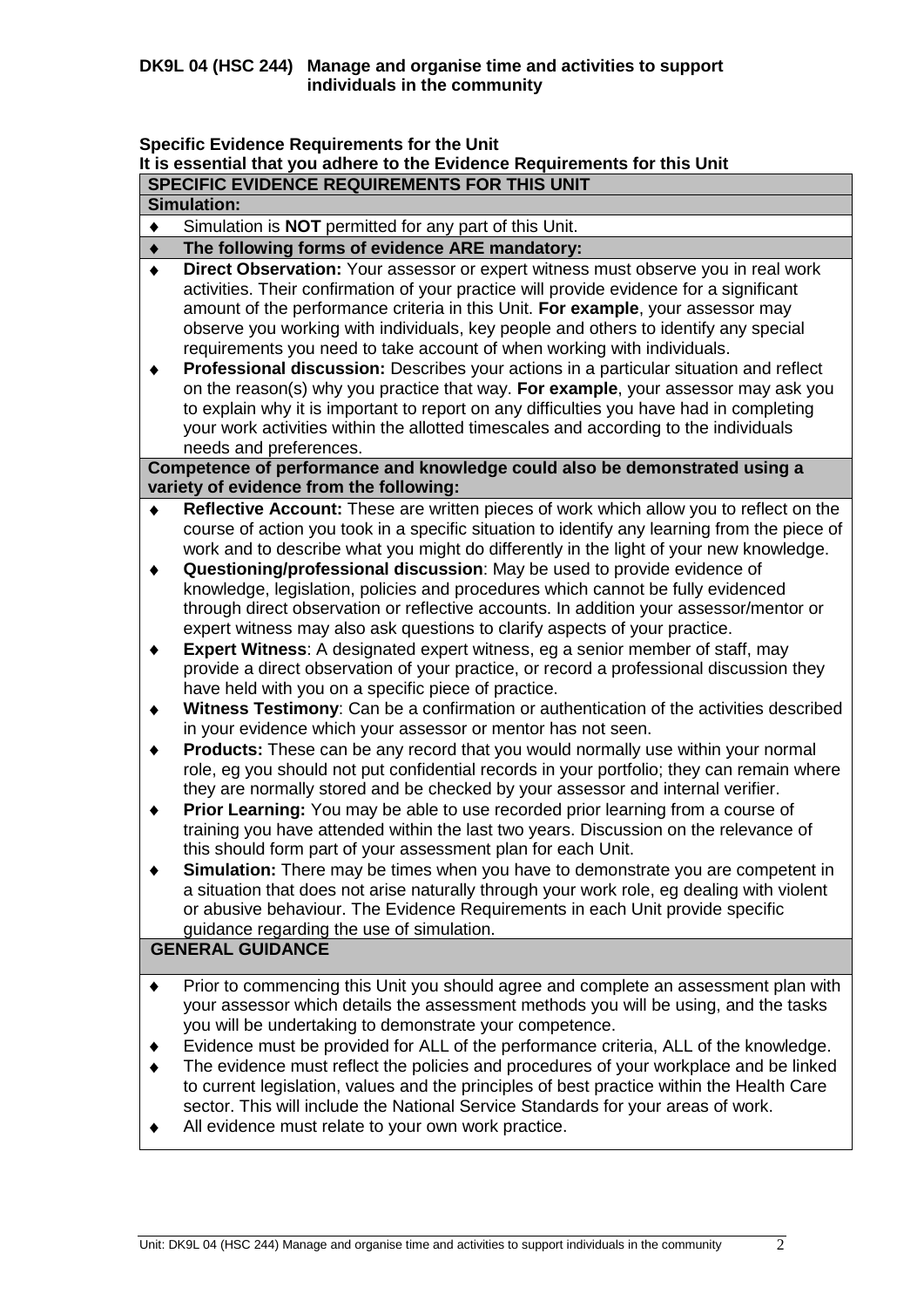**DK9L 04 (HSC 244) Manage and organise time and activities to support individuals in the community**

**Specific Evidence Requirements for the Unit**

**It is essential that you adhere to the Evidence Requirements for this Unit**

### SPECIFIC EVIDENCE REQUIREMENTS FOR THIS UNIT

**Simulation:**

- Simulation is **NOT** permitted for any part of this Unit.
- **The following forms of evidence ARE mandatory:**
- **Direct Observation:** Your assessor or expert witness must observe you in real work activities. Their confirmation of your practice will provide evidence for a significant amount of the performance criteria in this Unit. **For example**, your assessor may observe you working with individuals, key people and others to identify any special requirements you need to take account of when working with individuals.
- **Professional discussion:** Describes your actions in a particular situation and reflect on the reason(s) why you practice that way. **For example**, your assessor may ask you to explain why it is important to report on any difficulties you have had in completing your work activities within the allotted timescales and according to the individuals needs and preferences.

**Competence of performance and knowledge could also be demonstrated using a variety of evidence from the following:**

- **Reflective Account:** These are written pieces of work which allow you to reflect on the course of action you took in a specific situation to identify any learning from the piece of work and to describe what you might do differently in the light of your new knowledge.
- **Questioning/professional discussion**: May be used to provide evidence of knowledge, legislation, policies and procedures which cannot be fully evidenced through direct observation or reflective accounts. In addition your assessor/mentor or expert witness may also ask questions to clarify aspects of your practice.
- **Expert Witness**: A designated expert witness, eg a senior member of staff, may provide a direct observation of your practice, or record a professional discussion they have held with you on a specific piece of practice.
- **Witness Testimony**: Can be a confirmation or authentication of the activities described in your evidence which your assessor or mentor has not seen.
- **Products:** These can be any record that you would normally use within your normal role, eg you should not put confidential records in your portfolio; they can remain where they are normally stored and be checked by your assessor and internal verifier.
- **Prior Learning:** You may be able to use recorded prior learning from a course of training you have attended within the last two years. Discussion on the relevance of this should form part of your assessment plan for each Unit.
- **Simulation:** There may be times when you have to demonstrate you are competent in a situation that does not arise naturally through your work role, eg dealing with violent or abusive behaviour. The Evidence Requirements in each Unit provide specific guidance regarding the use of simulation.

### GENERAL GUIDANCE

- Prior to commencing this Unit you should agree and complete an assessment plan with your assessor which details the assessment methods you will be using, and the tasks you will be undertaking to demonstrate your competence.
- Evidence must be provided for ALL of the performance criteria, ALL of the knowledge.
- The evidence must reflect the policies and procedures of your workplace and be linked to current legislation, values and the principles of best practice within the Health Care sector. This will include the National Service Standards for your areas of work.
- All evidence must relate to your own work practice.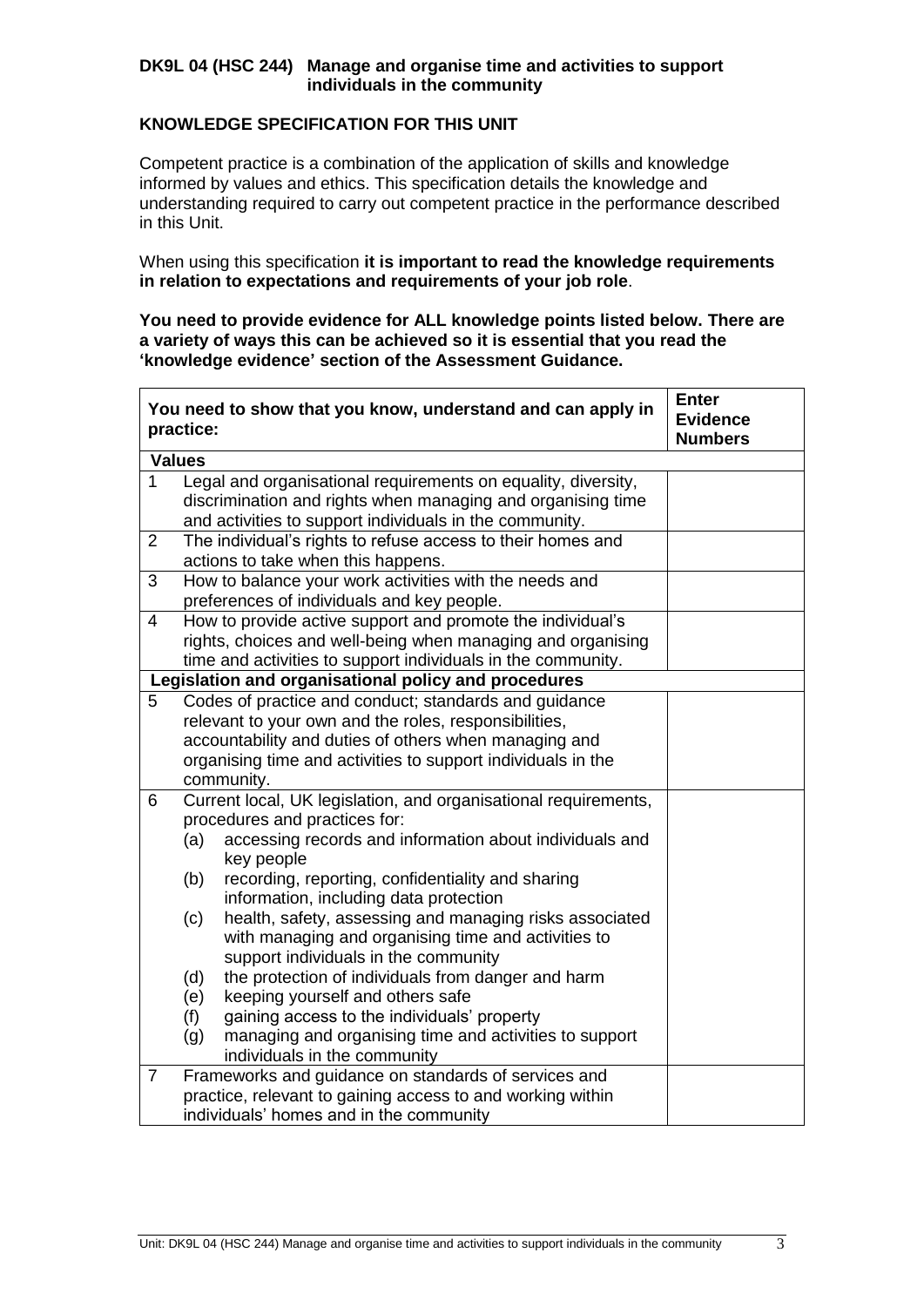**DK9L 04 (HSC 244) Manage and organise time and activities to support individuals in the community**

## KNOWLEDGE SPECIFICATION FOR THIS UNIT

Competent practice is a combination of the application of skills and knowledge informed by values and ethics. This specification details the knowledge and understanding required to carry out competent practice in the performance described in this Unit.

When using this specification **it is important to read the knowledge requirements in relation to expectations and requirements of your job role**.

**You need to provide evidence for ALL knowledge points listed below. There are a variety of ways this can be achieved so it is essential that you read the 'knowledge evidence' section of the Assessment Guidance.**

| | You need to show that you know, understand and can apply in practice: | Enter Evidence Numbers |
|---|---|---|
| | **Values** | |
| 1 | Legal and organisational requirements on equality, diversity, discrimination and rights when managing and organising time and activities to support individuals in the community. | |
| 2 | The individual's rights to refuse access to their homes and actions to take when this happens. | |
| 3 | How to balance your work activities with the needs and preferences of individuals and key people. | |
| 4 | How to provide active support and promote the individual's rights, choices and well-being when managing and organising time and activities to support individuals in the community. | |
| | **Legislation and organisational policy and procedures** | |
| 5 | Codes of practice and conduct; standards and guidance relevant to your own and the roles, responsibilities, accountability and duties of others when managing and organising time and activities to support individuals in the community. | |
| 6 | Current local, UK legislation, and organisational requirements, procedures and practices for: (a) accessing records and information about individuals and key people (b) recording, reporting, confidentiality and sharing information, including data protection (c) health, safety, assessing and managing risks associated with managing and organising time and activities to support individuals in the community (d) the protection of individuals from danger and harm (e) keeping yourself and others safe (f) gaining access to the individuals' property (g) managing and organising time and activities to support individuals in the community | |
| 7 | Frameworks and guidance on standards of services and practice, relevant to gaining access to and working within individuals' homes and in the community | |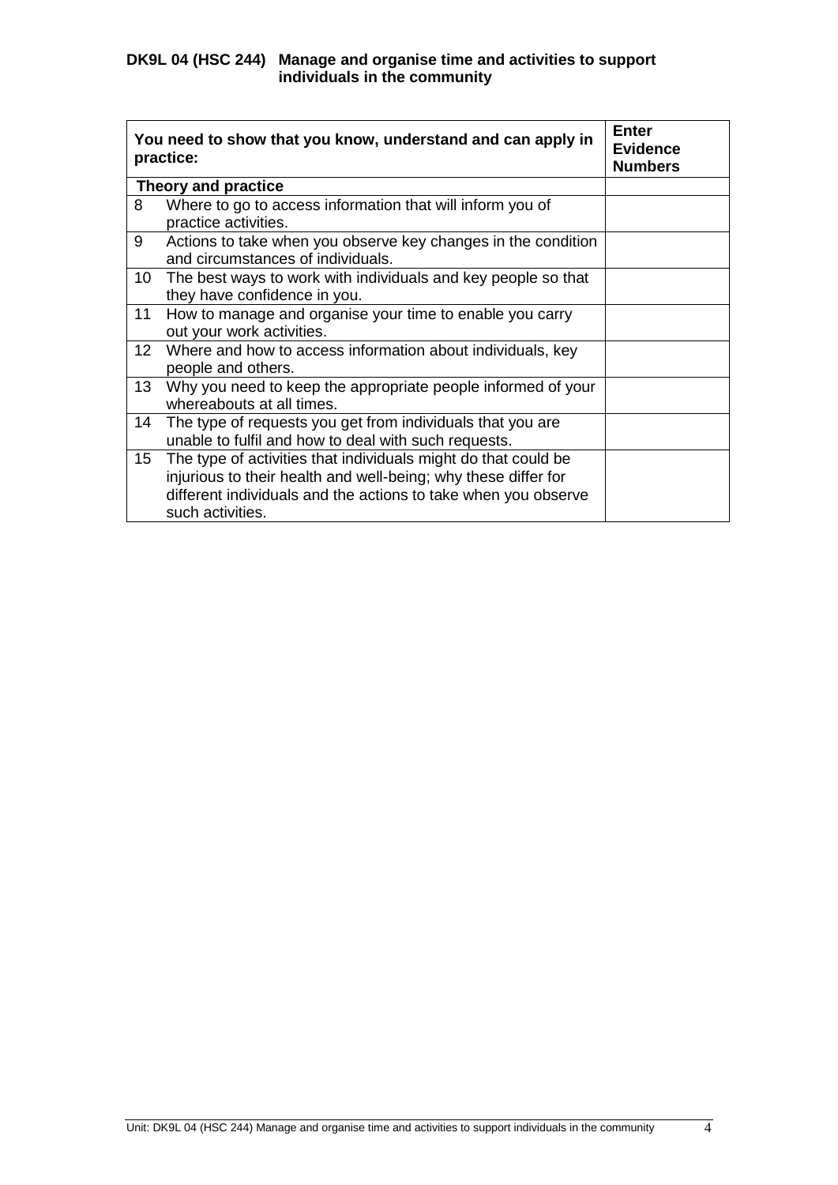**DK9L 04 (HSC 244) Manage and organise time and activities to support individuals in the community**

| You need to show that you know, understand and can apply in practice: | | Enter Evidence Numbers |
|---|---|---|
| **Theory and practice** | | |
| 8 | Where to go to access information that will inform you of practice activities. | |
| 9 | Actions to take when you observe key changes in the condition and circumstances of individuals. | |
| 10 | The best ways to work with individuals and key people so that they have confidence in you. | |
| 11 | How to manage and organise your time to enable you carry out your work activities. | |
| 12 | Where and how to access information about individuals, key people and others. | |
| 13 | Why you need to keep the appropriate people informed of your whereabouts at all times. | |
| 14 | The type of requests you get from individuals that you are unable to fulfil and how to deal with such requests. | |
| 15 | The type of activities that individuals might do that could be injurious to their health and well-being; why these differ for different individuals and the actions to take when you observe such activities. | |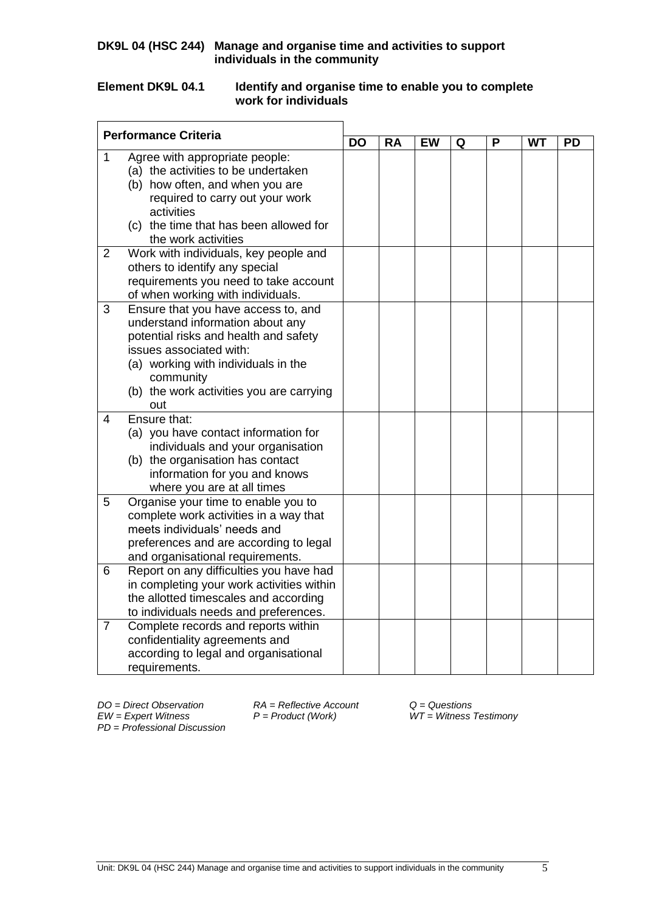**DK9L 04 (HSC 244) Manage and organise time and activities to support individuals in the community**

**Element DK9L 04.1 Identify and organise time to enable you to complete work for individuals**

| Performance Criteria | | DO | RA | EW | Q | P | WT | PD |
|---|---|---|---|---|---|---|---|---|
| 1 | Agree with appropriate people:<br>(a) the activities to be undertaken<br>(b) how often, and when you are required to carry out your work activities<br>(c) the time that has been allowed for the work activities | | | | | | | |
| 2 | Work with individuals, key people and others to identify any special requirements you need to take account of when working with individuals. | | | | | | | |
| 3 | Ensure that you have access to, and understand information about any potential risks and health and safety issues associated with:<br>(a) working with individuals in the community<br>(b) the work activities you are carrying out | | | | | | | |
| 4 | Ensure that:<br>(a) you have contact information for individuals and your organisation<br>(b) the organisation has contact information for you and knows where you are at all times | | | | | | | |
| 5 | Organise your time to enable you to complete work activities in a way that meets individuals' needs and preferences and are according to legal and organisational requirements. | | | | | | | |
| 6 | Report on any difficulties you have had in completing your work activities within the allotted timescales and according to individuals needs and preferences. | | | | | | | |
| 7 | Complete records and reports within confidentiality agreements and according to legal and organisational requirements. | | | | | | | |

*DO = Direct Observation* *RA = Reflective Account* *Q = Questions*
*EW = Expert Witness* *P = Product (Work)* *WT = Witness Testimony*
*PD = Professional Discussion*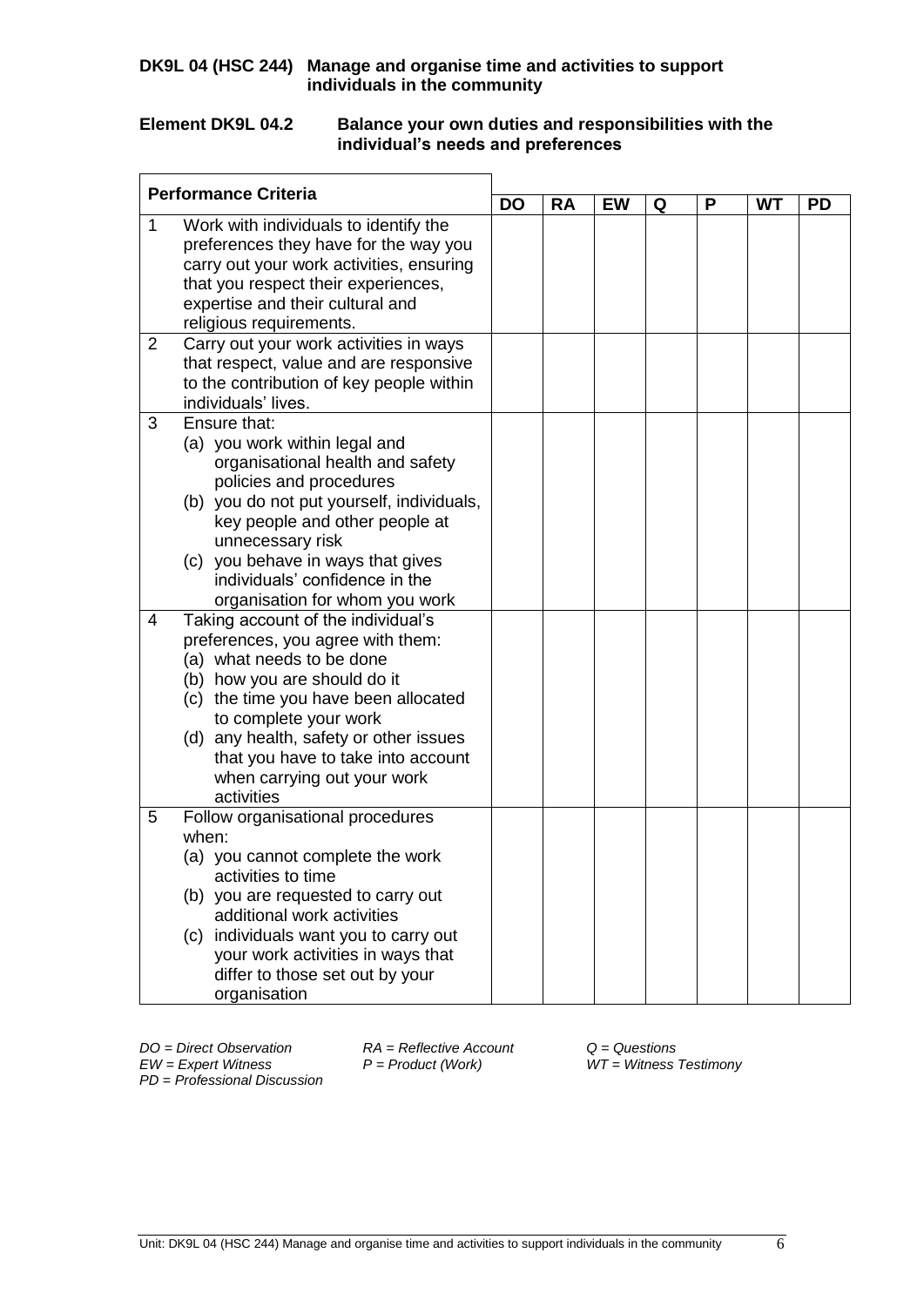**DK9L 04 (HSC 244) Manage and organise time and activities to support individuals in the community**

**Element DK9L 04.2 Balance your own duties and responsibilities with the individual's needs and preferences**

| Performance Criteria | | DO | RA | EW | Q | P | WT | PD |
|---|---|---|---|---|---|---|---|---|
| 1 | Work with individuals to identify the preferences they have for the way you carry out your work activities, ensuring that you respect their experiences, expertise and their cultural and religious requirements. | | | | | | | |
| 2 | Carry out your work activities in ways that respect, value and are responsive to the contribution of key people within individuals' lives. | | | | | | | |
| 3 | Ensure that:<br>(a) you work within legal and organisational health and safety policies and procedures<br>(b) you do not put yourself, individuals, key people and other people at unnecessary risk<br>(c) you behave in ways that gives individuals' confidence in the organisation for whom you work | | | | | | | |
| 4 | Taking account of the individual's preferences, you agree with them:<br>(a) what needs to be done<br>(b) how you are should do it<br>(c) the time you have been allocated to complete your work<br>(d) any health, safety or other issues that you have to take into account when carrying out your work activities | | | | | | | |
| 5 | Follow organisational procedures when:<br>(a) you cannot complete the work activities to time<br>(b) you are requested to carry out additional work activities<br>(c) individuals want you to carry out your work activities in ways that differ to those set out by your organisation | | | | | | | |

*DO = Direct Observation* *RA = Reflective Account* *Q = Questions*
*EW = Expert Witness* *P = Product (Work)* *WT = Witness Testimony*
*PD = Professional Discussion*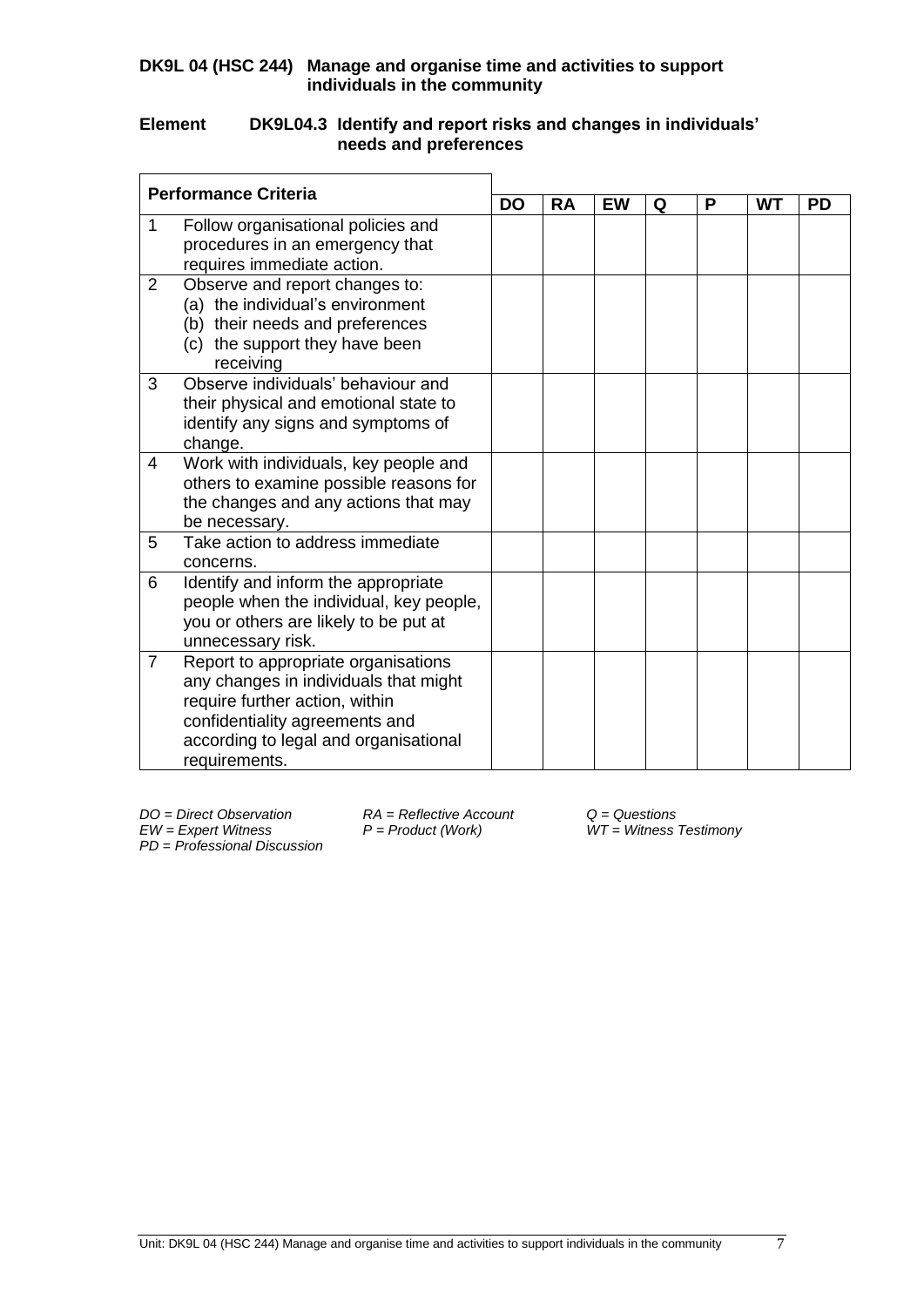**DK9L 04 (HSC 244) Manage and organise time and activities to support individuals in the community**

**Element DK9L04.3 Identify and report risks and changes in individuals' needs and preferences**

| Performance Criteria | | DO | RA | EW | Q | P | WT | PD |
|---|---|---|---|---|---|---|---|---|
| 1 | Follow organisational policies and procedures in an emergency that requires immediate action. | | | | | | | |
| 2 | Observe and report changes to:<br>(a) the individual's environment<br>(b) their needs and preferences<br>(c) the support they have been receiving | | | | | | | |
| 3 | Observe individuals' behaviour and their physical and emotional state to identify any signs and symptoms of change. | | | | | | | |
| 4 | Work with individuals, key people and others to examine possible reasons for the changes and any actions that may be necessary. | | | | | | | |
| 5 | Take action to address immediate concerns. | | | | | | | |
| 6 | Identify and inform the appropriate people when the individual, key people, you or others are likely to be put at unnecessary risk. | | | | | | | |
| 7 | Report to appropriate organisations any changes in individuals that might require further action, within confidentiality agreements and according to legal and organisational requirements. | | | | | | | |

*DO = Direct Observation*
*RA = Reflective Account*
*Q = Questions*
*EW = Expert Witness*
*P = Product (Work)*
*WT = Witness Testimony*
*PD = Professional Discussion*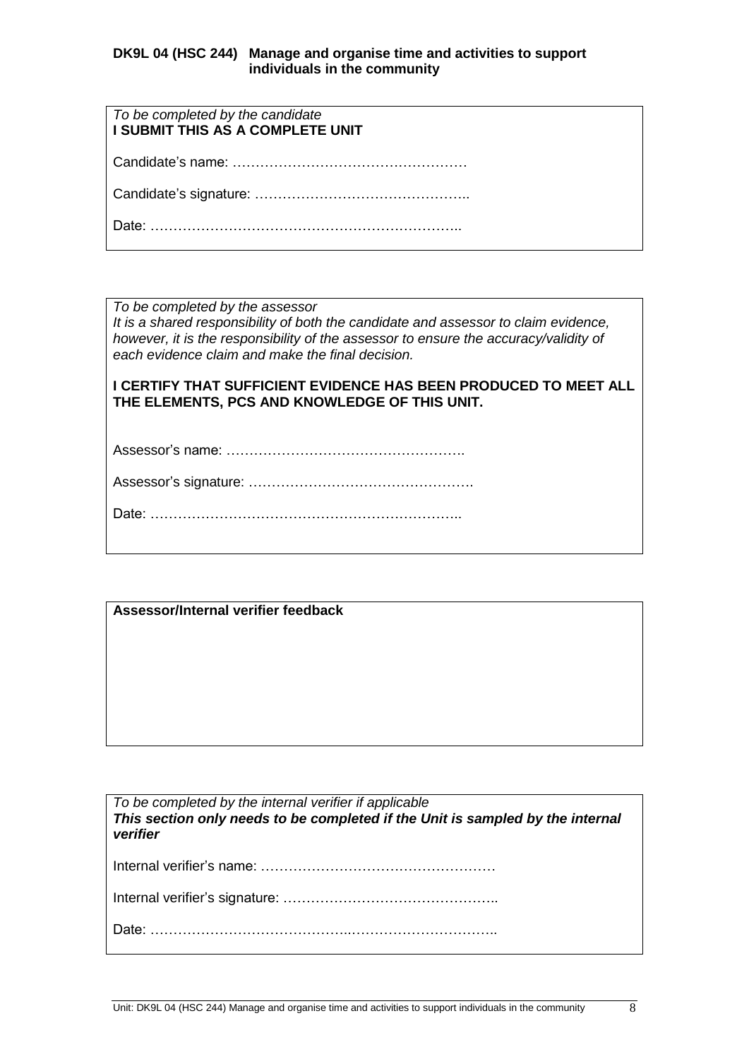**DK9L 04 (HSC 244) Manage and organise time and activities to support individuals in the community**

*To be completed by the candidate*
**I SUBMIT THIS AS A COMPLETE UNIT**

Candidate's name: ……………………………………………

Candidate's signature: ……………………………………..

Date: …………………………………………………………..

---

*To be completed by the assessor*
*It is a shared responsibility of both the candidate and assessor to claim evidence, however, it is the responsibility of the assessor to ensure the accuracy/validity of each evidence claim and make the final decision.*

**I CERTIFY THAT SUFFICIENT EVIDENCE HAS BEEN PRODUCED TO MEET ALL THE ELEMENTS, PCS AND KNOWLEDGE OF THIS UNIT.**

Assessor's name: …………………………………………….

Assessor's signature: ………………………………………….

Date: …………………………………………………………..

---

**Assessor/Internal verifier feedback**

---

*To be completed by the internal verifier if applicable*
***This section only needs to be completed if the Unit is sampled by the internal verifier***

Internal verifier's name: ……………………………………………

Internal verifier's signature: ……………………………………….

Date: …………………………………..…………………………..